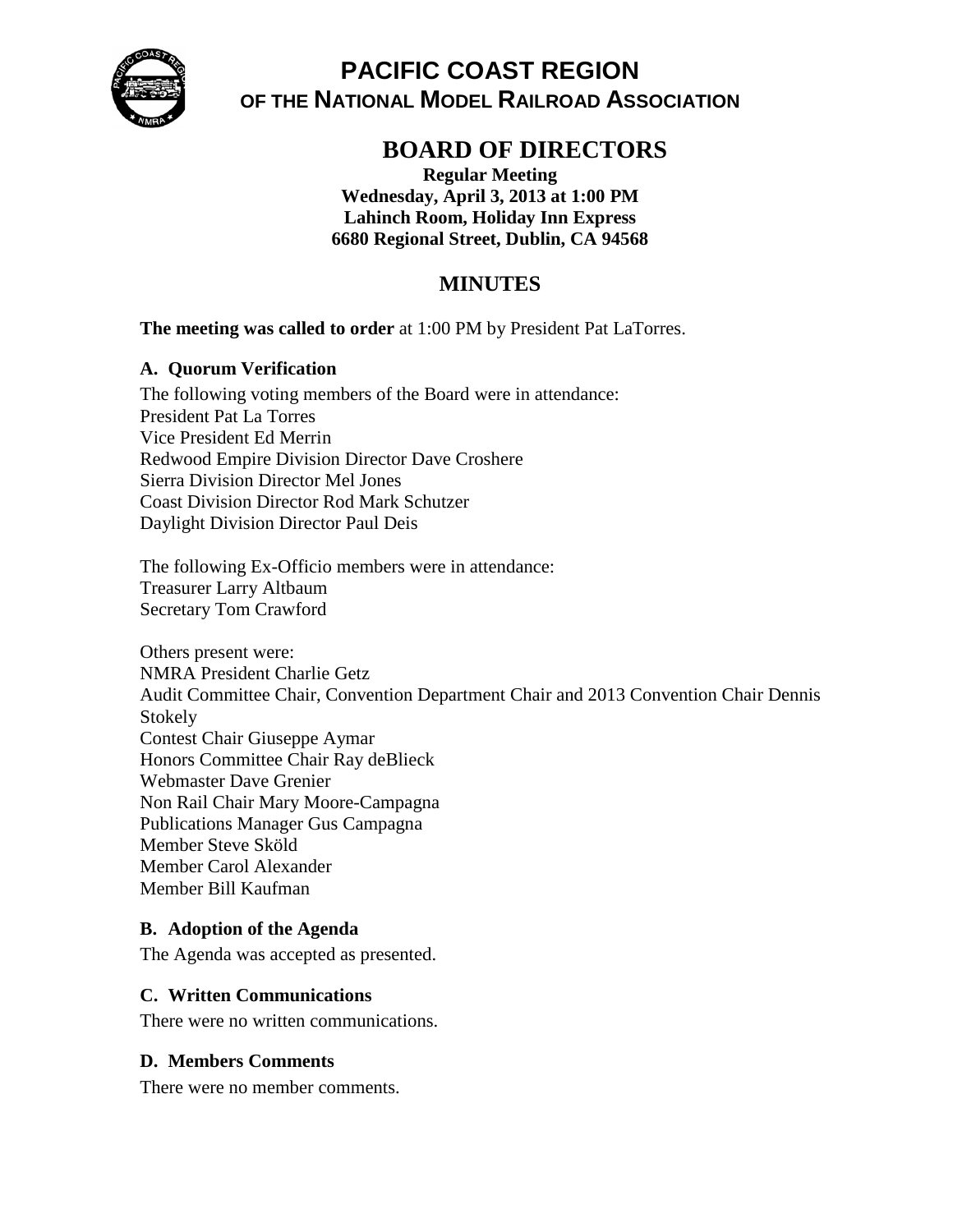# PACIFIC COAST REGION
## OF THE NATIONAL MODEL RAILROAD ASSOCIATION

## BOARD OF DIRECTORS

**Regular Meeting**
**Wednesday, April 3, 2013 at 1:00 PM**
**Lahinch Room, Holiday Inn Express**
**6680 Regional Street, Dublin, CA 94568**

## MINUTES

**The meeting was called to order** at 1:00 PM by President Pat LaTorres.

### A. Quorum Verification

The following voting members of the Board were in attendance:
President Pat La Torres
Vice President Ed Merrin
Redwood Empire Division Director Dave Croshere
Sierra Division Director Mel Jones
Coast Division Director Rod Mark Schutzer
Daylight Division Director Paul Deis

The following Ex-Officio members were in attendance:
Treasurer Larry Altbaum
Secretary Tom Crawford

Others present were:
NMRA President Charlie Getz
Audit Committee Chair, Convention Department Chair and 2013 Convention Chair Dennis Stokely
Contest Chair Giuseppe Aymar
Honors Committee Chair Ray deBlieck
Webmaster Dave Grenier
Non Rail Chair Mary Moore-Campagna
Publications Manager Gus Campagna
Member Steve Sköld
Member Carol Alexander
Member Bill Kaufman

### B. Adoption of the Agenda

The Agenda was accepted as presented.

### C. Written Communications

There were no written communications.

### D. Members Comments

There were no member comments.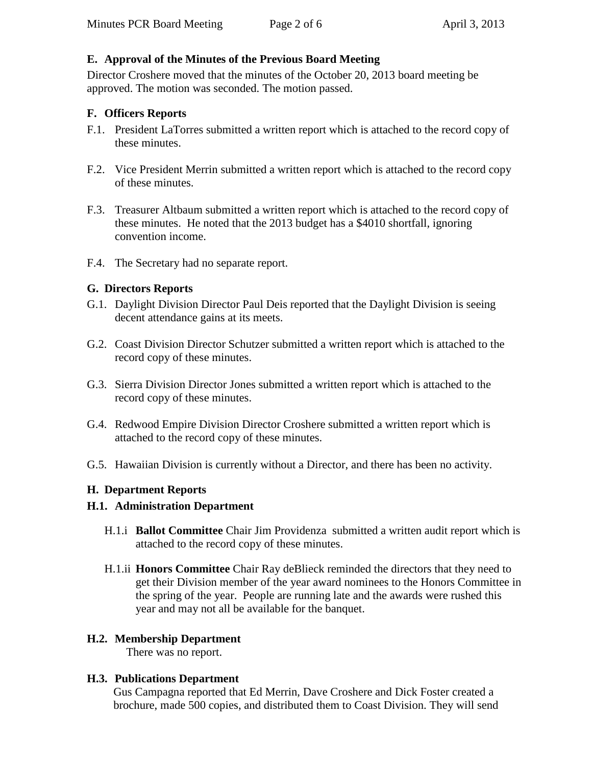## E. Approval of the Minutes of the Previous Board Meeting

Director Croshere moved that the minutes of the October 20, 2013 board meeting be approved. The motion was seconded. The motion passed.

## F. Officers Reports

F.1. President LaTorres submitted a written report which is attached to the record copy of these minutes.

F.2. Vice President Merrin submitted a written report which is attached to the record copy of these minutes.

F.3. Treasurer Altbaum submitted a written report which is attached to the record copy of these minutes. He noted that the 2013 budget has a $4010 shortfall, ignoring convention income.

F.4. The Secretary had no separate report.

## G. Directors Reports

G.1. Daylight Division Director Paul Deis reported that the Daylight Division is seeing decent attendance gains at its meets.

G.2. Coast Division Director Schutzer submitted a written report which is attached to the record copy of these minutes.

G.3. Sierra Division Director Jones submitted a written report which is attached to the record copy of these minutes.

G.4. Redwood Empire Division Director Croshere submitted a written report which is attached to the record copy of these minutes.

G.5. Hawaiian Division is currently without a Director, and there has been no activity.

## H. Department Reports

### H.1. Administration Department

H.1.i **Ballot Committee** Chair Jim Providenza submitted a written audit report which is attached to the record copy of these minutes.

H.1.ii **Honors Committee** Chair Ray deBlieck reminded the directors that they need to get their Division member of the year award nominees to the Honors Committee in the spring of the year. People are running late and the awards were rushed this year and may not all be available for the banquet.

### H.2. Membership Department

There was no report.

### H.3. Publications Department

Gus Campagna reported that Ed Merrin, Dave Croshere and Dick Foster created a brochure, made 500 copies, and distributed them to Coast Division. They will send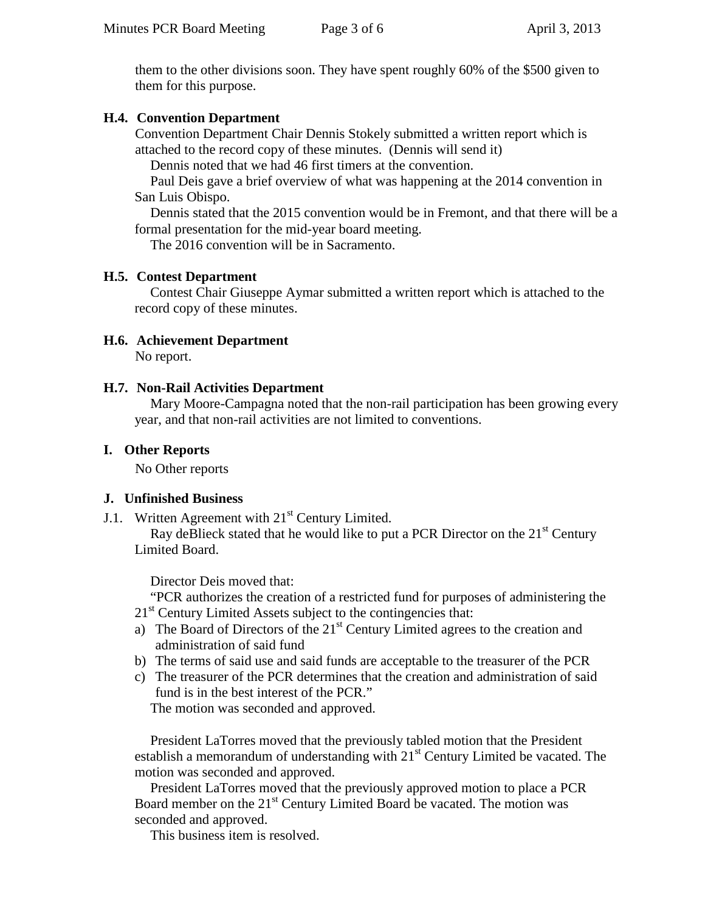them to the other divisions soon. They have spent roughly 60% of the $500 given to them for this purpose.

**H.4. Convention Department**

Convention Department Chair Dennis Stokely submitted a written report which is attached to the record copy of these minutes. (Dennis will send it)

Dennis noted that we had 46 first timers at the convention.

Paul Deis gave a brief overview of what was happening at the 2014 convention in San Luis Obispo.

Dennis stated that the 2015 convention would be in Fremont, and that there will be a formal presentation for the mid-year board meeting.

The 2016 convention will be in Sacramento.

**H.5. Contest Department**

Contest Chair Giuseppe Aymar submitted a written report which is attached to the record copy of these minutes.

**H.6. Achievement Department**

No report.

**H.7. Non-Rail Activities Department**

Mary Moore-Campagna noted that the non-rail participation has been growing every year, and that non-rail activities are not limited to conventions.

**I. Other Reports**

No Other reports

**J. Unfinished Business**

J.1. Written Agreement with 21st Century Limited.

Ray deBlieck stated that he would like to put a PCR Director on the 21st Century Limited Board.

Director Deis moved that:

"PCR authorizes the creation of a restricted fund for purposes of administering the 21st Century Limited Assets subject to the contingencies that:

a) The Board of Directors of the 21st Century Limited agrees to the creation and administration of said fund
b) The terms of said use and said funds are acceptable to the treasurer of the PCR
c) The treasurer of the PCR determines that the creation and administration of said fund is in the best interest of the PCR."

The motion was seconded and approved.

President LaTorres moved that the previously tabled motion that the President establish a memorandum of understanding with 21st Century Limited be vacated. The motion was seconded and approved.

President LaTorres moved that the previously approved motion to place a PCR Board member on the 21st Century Limited Board be vacated. The motion was seconded and approved.

This business item is resolved.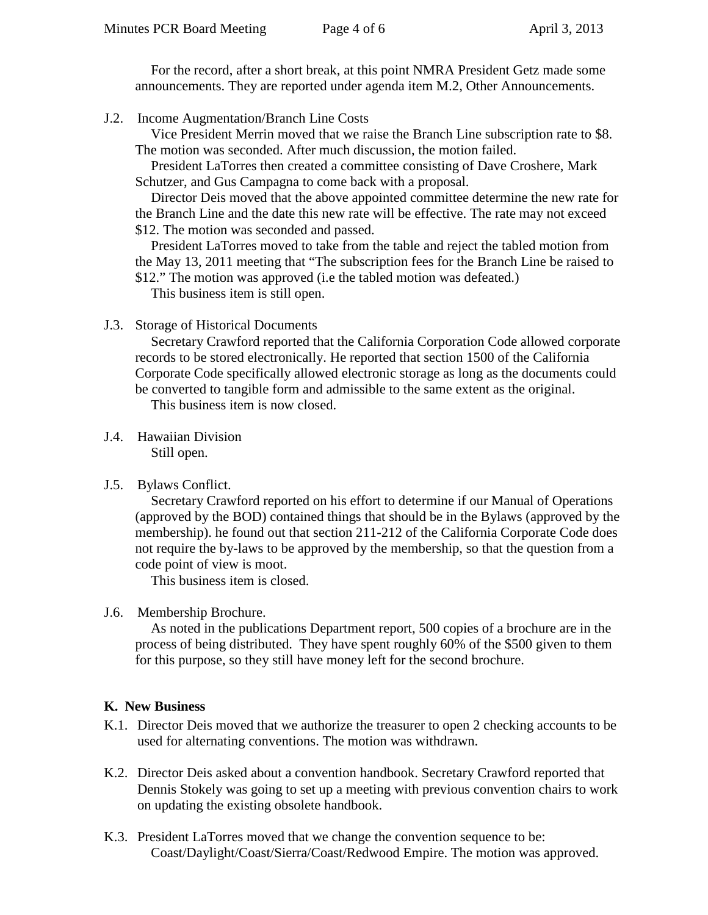For the record, after a short break, at this point NMRA President Getz made some announcements. They are reported under agenda item M.2, Other Announcements.

J.2. Income Augmentation/Branch Line Costs

Vice President Merrin moved that we raise the Branch Line subscription rate to $8. The motion was seconded. After much discussion, the motion failed.

President LaTorres then created a committee consisting of Dave Croshere, Mark Schutzer, and Gus Campagna to come back with a proposal.

Director Deis moved that the above appointed committee determine the new rate for the Branch Line and the date this new rate will be effective. The rate may not exceed $12. The motion was seconded and passed.

President LaTorres moved to take from the table and reject the tabled motion from the May 13, 2011 meeting that "The subscription fees for the Branch Line be raised to $12." The motion was approved (i.e the tabled motion was defeated.)

This business item is still open.

J.3. Storage of Historical Documents

Secretary Crawford reported that the California Corporation Code allowed corporate records to be stored electronically. He reported that section 1500 of the California Corporate Code specifically allowed electronic storage as long as the documents could be converted to tangible form and admissible to the same extent as the original.

This business item is now closed.

J.4. Hawaiian Division

Still open.

J.5. Bylaws Conflict.

Secretary Crawford reported on his effort to determine if our Manual of Operations (approved by the BOD) contained things that should be in the Bylaws (approved by the membership). he found out that section 211-212 of the California Corporate Code does not require the by-laws to be approved by the membership, so that the question from a code point of view is moot.

This business item is closed.

J.6. Membership Brochure.

As noted in the publications Department report, 500 copies of a brochure are in the process of being distributed. They have spent roughly 60% of the $500 given to them for this purpose, so they still have money left for the second brochure.

**K. New Business**

K.1. Director Deis moved that we authorize the treasurer to open 2 checking accounts to be used for alternating conventions. The motion was withdrawn.

K.2. Director Deis asked about a convention handbook. Secretary Crawford reported that Dennis Stokely was going to set up a meeting with previous convention chairs to work on updating the existing obsolete handbook.

K.3. President LaTorres moved that we change the convention sequence to be: Coast/Daylight/Coast/Sierra/Coast/Redwood Empire. The motion was approved.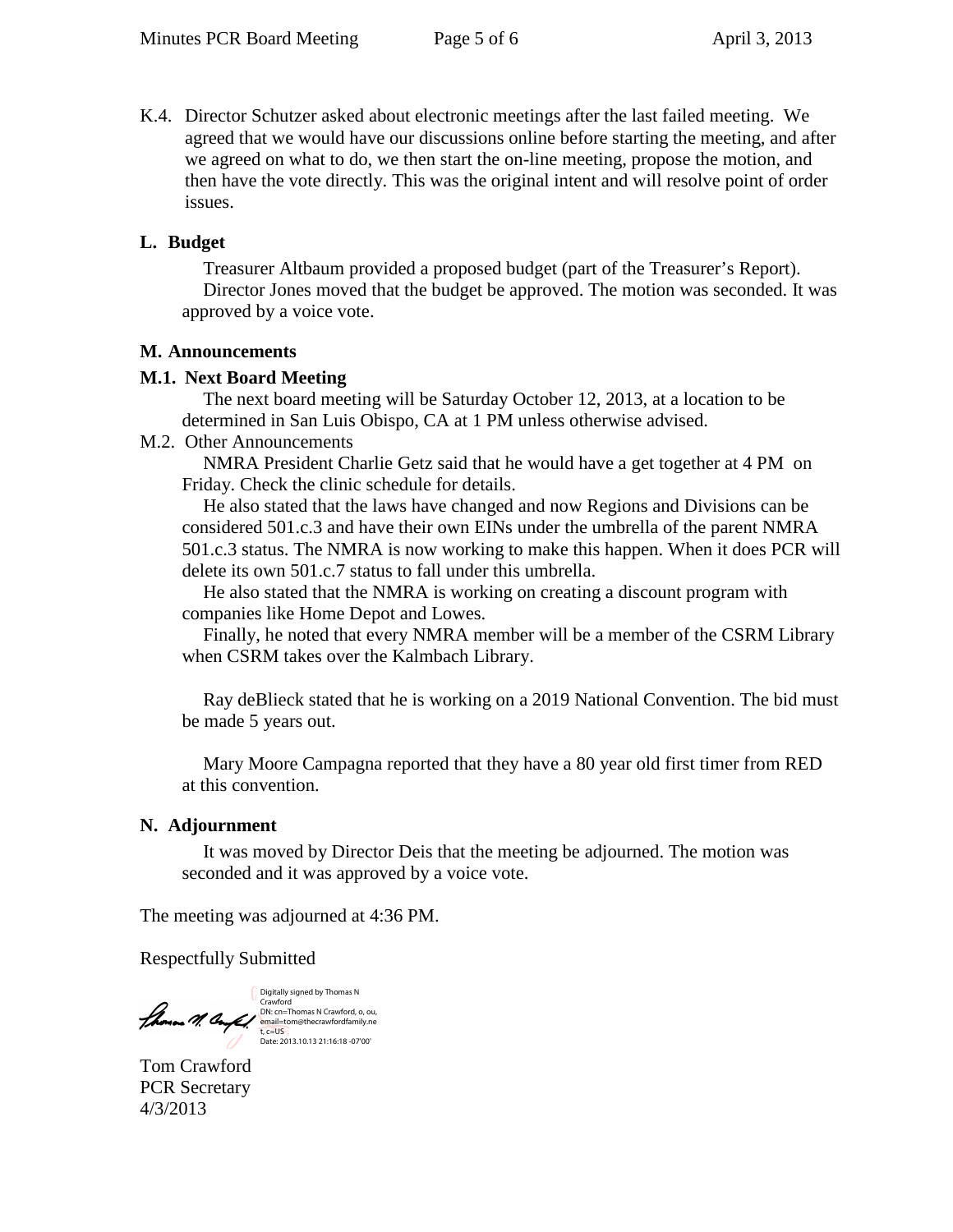K.4. Director Schutzer asked about electronic meetings after the last failed meeting. We agreed that we would have our discussions online before starting the meeting, and after we agreed on what to do, we then start the on-line meeting, propose the motion, and then have the vote directly. This was the original intent and will resolve point of order issues.

**L. Budget**

Treasurer Altbaum provided a proposed budget (part of the Treasurer's Report). Director Jones moved that the budget be approved. The motion was seconded. It was approved by a voice vote.

**M. Announcements**

**M.1. Next Board Meeting**

The next board meeting will be Saturday October 12, 2013, at a location to be determined in San Luis Obispo, CA at 1 PM unless otherwise advised.

M.2. Other Announcements

NMRA President Charlie Getz said that he would have a get together at 4 PM on Friday. Check the clinic schedule for details.

He also stated that the laws have changed and now Regions and Divisions can be considered 501.c.3 and have their own EINs under the umbrella of the parent NMRA 501.c.3 status. The NMRA is now working to make this happen. When it does PCR will delete its own 501.c.7 status to fall under this umbrella.

He also stated that the NMRA is working on creating a discount program with companies like Home Depot and Lowes.

Finally, he noted that every NMRA member will be a member of the CSRM Library when CSRM takes over the Kalmbach Library.

Ray deBlieck stated that he is working on a 2019 National Convention. The bid must be made 5 years out.

Mary Moore Campagna reported that they have a 80 year old first timer from RED at this convention.

**N. Adjournment**

It was moved by Director Deis that the meeting be adjourned. The motion was seconded and it was approved by a voice vote.

The meeting was adjourned at 4:36 PM.

Respectfully Submitted

Digitally signed by Thomas N Crawford
DN: cn=Thomas N Crawford, o, ou, email=tom@thecrawfordfamily.net, c=US
Date: 2013.10.13 21:16:18 -07'00'

Tom Crawford
PCR Secretary
4/3/2013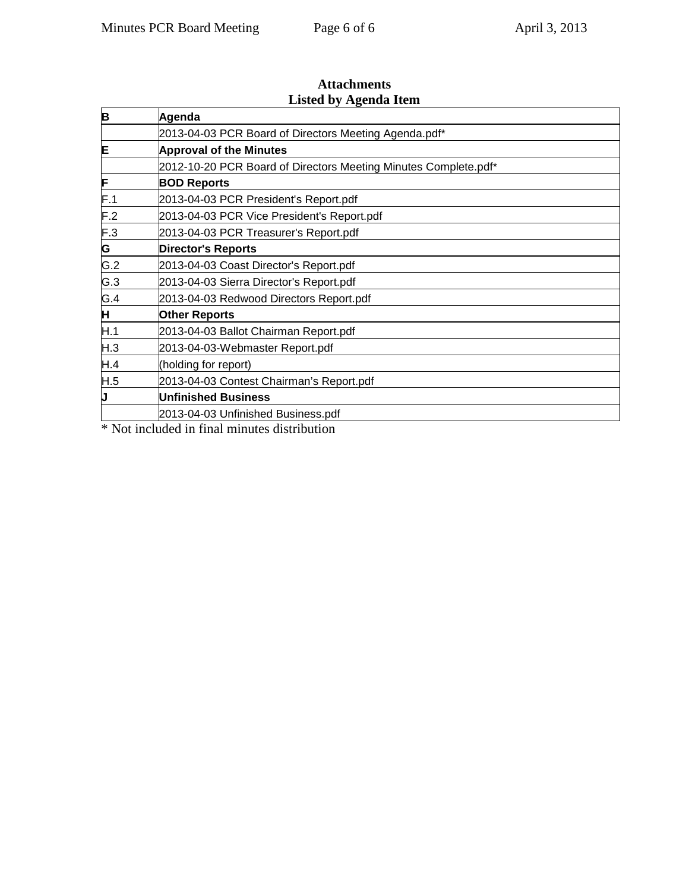## Attachments
## Listed by Agenda Item

| | |
|---|---|
| **B** | **Agenda** |
| | 2013-04-03 PCR Board of Directors Meeting Agenda.pdf* |
| **E** | **Approval of the Minutes** |
| | 2012-10-20 PCR Board of Directors Meeting Minutes Complete.pdf* |
| **F** | **BOD Reports** |
| F.1 | 2013-04-03 PCR President's Report.pdf |
| F.2 | 2013-04-03 PCR Vice President's Report.pdf |
| F.3 | 2013-04-03 PCR Treasurer's Report.pdf |
| **G** | **Director's Reports** |
| G.2 | 2013-04-03 Coast Director's Report.pdf |
| G.3 | 2013-04-03 Sierra Director's Report.pdf |
| G.4 | 2013-04-03 Redwood Directors Report.pdf |
| **H** | **Other Reports** |
| H.1 | 2013-04-03 Ballot Chairman Report.pdf |
| H.3 | 2013-04-03-Webmaster Report.pdf |
| H.4 | (holding for report) |
| H.5 | 2013-04-03 Contest Chairman's Report.pdf |
| **J** | **Unfinished Business** |
| | 2013-04-03 Unfinished Business.pdf |

* Not included in final minutes distribution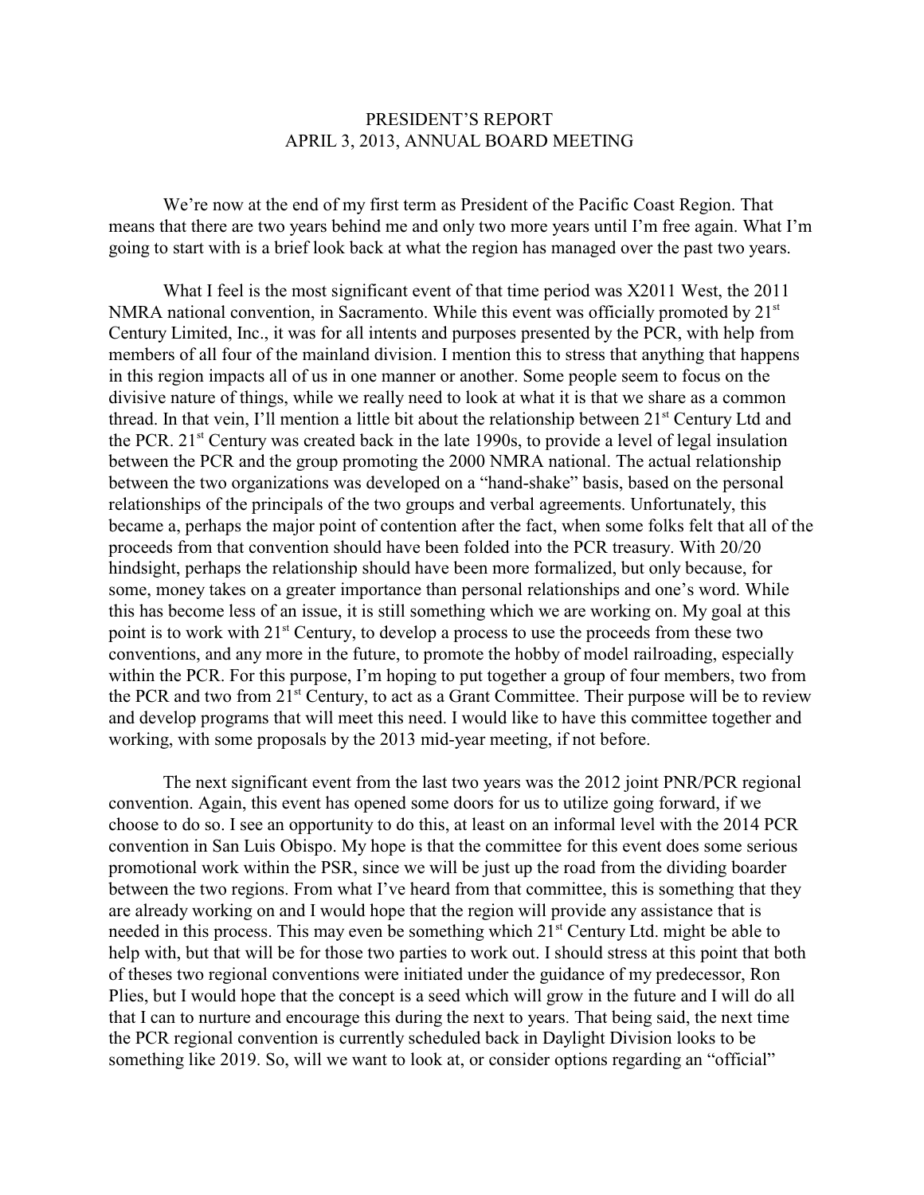PRESIDENT'S REPORT
APRIL 3, 2013, ANNUAL BOARD MEETING

We're now at the end of my first term as President of the Pacific Coast Region. That means that there are two years behind me and only two more years until I'm free again. What I'm going to start with is a brief look back at what the region has managed over the past two years.

What I feel is the most significant event of that time period was X2011 West, the 2011 NMRA national convention, in Sacramento. While this event was officially promoted by 21st Century Limited, Inc., it was for all intents and purposes presented by the PCR, with help from members of all four of the mainland division. I mention this to stress that anything that happens in this region impacts all of us in one manner or another. Some people seem to focus on the divisive nature of things, while we really need to look at what it is that we share as a common thread. In that vein, I'll mention a little bit about the relationship between 21st Century Ltd and the PCR. 21st Century was created back in the late 1990s, to provide a level of legal insulation between the PCR and the group promoting the 2000 NMRA national. The actual relationship between the two organizations was developed on a "hand-shake" basis, based on the personal relationships of the principals of the two groups and verbal agreements. Unfortunately, this became a, perhaps the major point of contention after the fact, when some folks felt that all of the proceeds from that convention should have been folded into the PCR treasury. With 20/20 hindsight, perhaps the relationship should have been more formalized, but only because, for some, money takes on a greater importance than personal relationships and one's word. While this has become less of an issue, it is still something which we are working on. My goal at this point is to work with 21st Century, to develop a process to use the proceeds from these two conventions, and any more in the future, to promote the hobby of model railroading, especially within the PCR. For this purpose, I'm hoping to put together a group of four members, two from the PCR and two from 21st Century, to act as a Grant Committee. Their purpose will be to review and develop programs that will meet this need. I would like to have this committee together and working, with some proposals by the 2013 mid-year meeting, if not before.

The next significant event from the last two years was the 2012 joint PNR/PCR regional convention. Again, this event has opened some doors for us to utilize going forward, if we choose to do so. I see an opportunity to do this, at least on an informal level with the 2014 PCR convention in San Luis Obispo. My hope is that the committee for this event does some serious promotional work within the PSR, since we will be just up the road from the dividing boarder between the two regions. From what I've heard from that committee, this is something that they are already working on and I would hope that the region will provide any assistance that is needed in this process. This may even be something which 21st Century Ltd. might be able to help with, but that will be for those two parties to work out. I should stress at this point that both of theses two regional conventions were initiated under the guidance of my predecessor, Ron Plies, but I would hope that the concept is a seed which will grow in the future and I will do all that I can to nurture and encourage this during the next to years. That being said, the next time the PCR regional convention is currently scheduled back in Daylight Division looks to be something like 2019. So, will we want to look at, or consider options regarding an "official"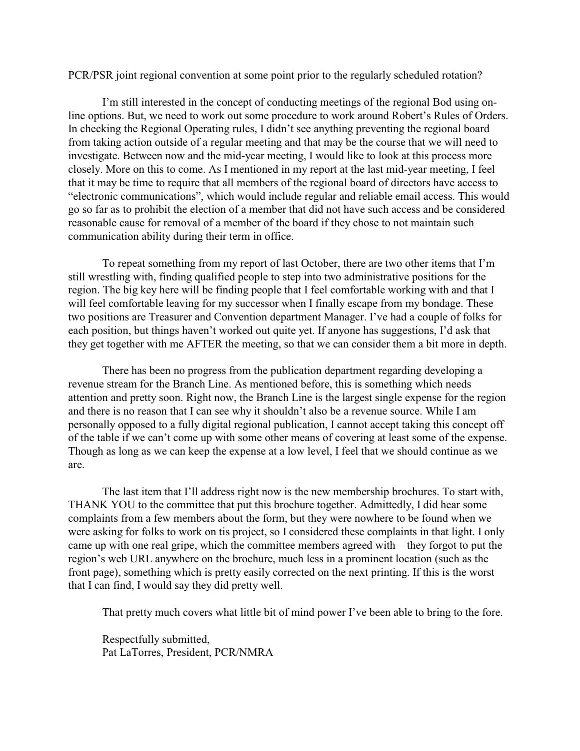PCR/PSR joint regional convention at some point prior to the regularly scheduled rotation?

I'm still interested in the concept of conducting meetings of the regional Bod using on-line options. But, we need to work out some procedure to work around Robert's Rules of Orders. In checking the Regional Operating rules, I didn't see anything preventing the regional board from taking action outside of a regular meeting and that may be the course that we will need to investigate. Between now and the mid-year meeting, I would like to look at this process more closely. More on this to come. As I mentioned in my report at the last mid-year meeting, I feel that it may be time to require that all members of the regional board of directors have access to "electronic communications", which would include regular and reliable email access. This would go so far as to prohibit the election of a member that did not have such access and be considered reasonable cause for removal of a member of the board if they chose to not maintain such communication ability during their term in office.

To repeat something from my report of last October, there are two other items that I'm still wrestling with, finding qualified people to step into two administrative positions for the region. The big key here will be finding people that I feel comfortable working with and that I will feel comfortable leaving for my successor when I finally escape from my bondage. These two positions are Treasurer and Convention department Manager. I've had a couple of folks for each position, but things haven't worked out quite yet. If anyone has suggestions, I'd ask that they get together with me AFTER the meeting, so that we can consider them a bit more in depth.

There has been no progress from the publication department regarding developing a revenue stream for the Branch Line. As mentioned before, this is something which needs attention and pretty soon. Right now, the Branch Line is the largest single expense for the region and there is no reason that I can see why it shouldn't also be a revenue source. While I am personally opposed to a fully digital regional publication, I cannot accept taking this concept off of the table if we can't come up with some other means of covering at least some of the expense. Though as long as we can keep the expense at a low level, I feel that we should continue as we are.

The last item that I'll address right now is the new membership brochures. To start with, THANK YOU to the committee that put this brochure together. Admittedly, I did hear some complaints from a few members about the form, but they were nowhere to be found when we were asking for folks to work on tis project, so I considered these complaints in that light. I only came up with one real gripe, which the committee members agreed with – they forgot to put the region's web URL anywhere on the brochure, much less in a prominent location (such as the front page), something which is pretty easily corrected on the next printing. If this is the worst that I can find, I would say they did pretty well.

That pretty much covers what little bit of mind power I've been able to bring to the fore.

Respectfully submitted,
Pat LaTorres, President, PCR/NMRA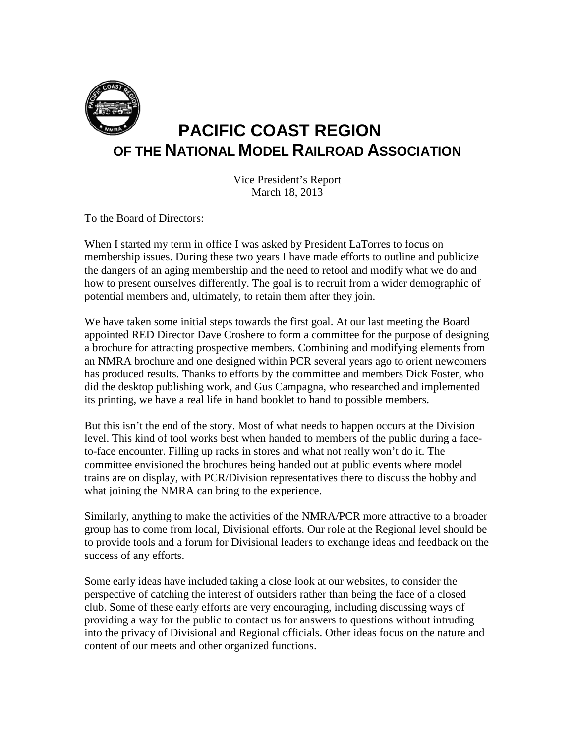# PACIFIC COAST REGION

## OF THE NATIONAL MODEL RAILROAD ASSOCIATION

Vice President's Report
March 18, 2013

To the Board of Directors:

When I started my term in office I was asked by President LaTorres to focus on membership issues. During these two years I have made efforts to outline and publicize the dangers of an aging membership and the need to retool and modify what we do and how to present ourselves differently. The goal is to recruit from a wider demographic of potential members and, ultimately, to retain them after they join.

We have taken some initial steps towards the first goal. At our last meeting the Board appointed RED Director Dave Croshere to form a committee for the purpose of designing a brochure for attracting prospective members. Combining and modifying elements from an NMRA brochure and one designed within PCR several years ago to orient newcomers has produced results. Thanks to efforts by the committee and members Dick Foster, who did the desktop publishing work, and Gus Campagna, who researched and implemented its printing, we have a real life in hand booklet to hand to possible members.

But this isn't the end of the story. Most of what needs to happen occurs at the Division level. This kind of tool works best when handed to members of the public during a face-to-face encounter. Filling up racks in stores and what not really won't do it. The committee envisioned the brochures being handed out at public events where model trains are on display, with PCR/Division representatives there to discuss the hobby and what joining the NMRA can bring to the experience.

Similarly, anything to make the activities of the NMRA/PCR more attractive to a broader group has to come from local, Divisional efforts. Our role at the Regional level should be to provide tools and a forum for Divisional leaders to exchange ideas and feedback on the success of any efforts.

Some early ideas have included taking a close look at our websites, to consider the perspective of catching the interest of outsiders rather than being the face of a closed club. Some of these early efforts are very encouraging, including discussing ways of providing a way for the public to contact us for answers to questions without intruding into the privacy of Divisional and Regional officials. Other ideas focus on the nature and content of our meets and other organized functions.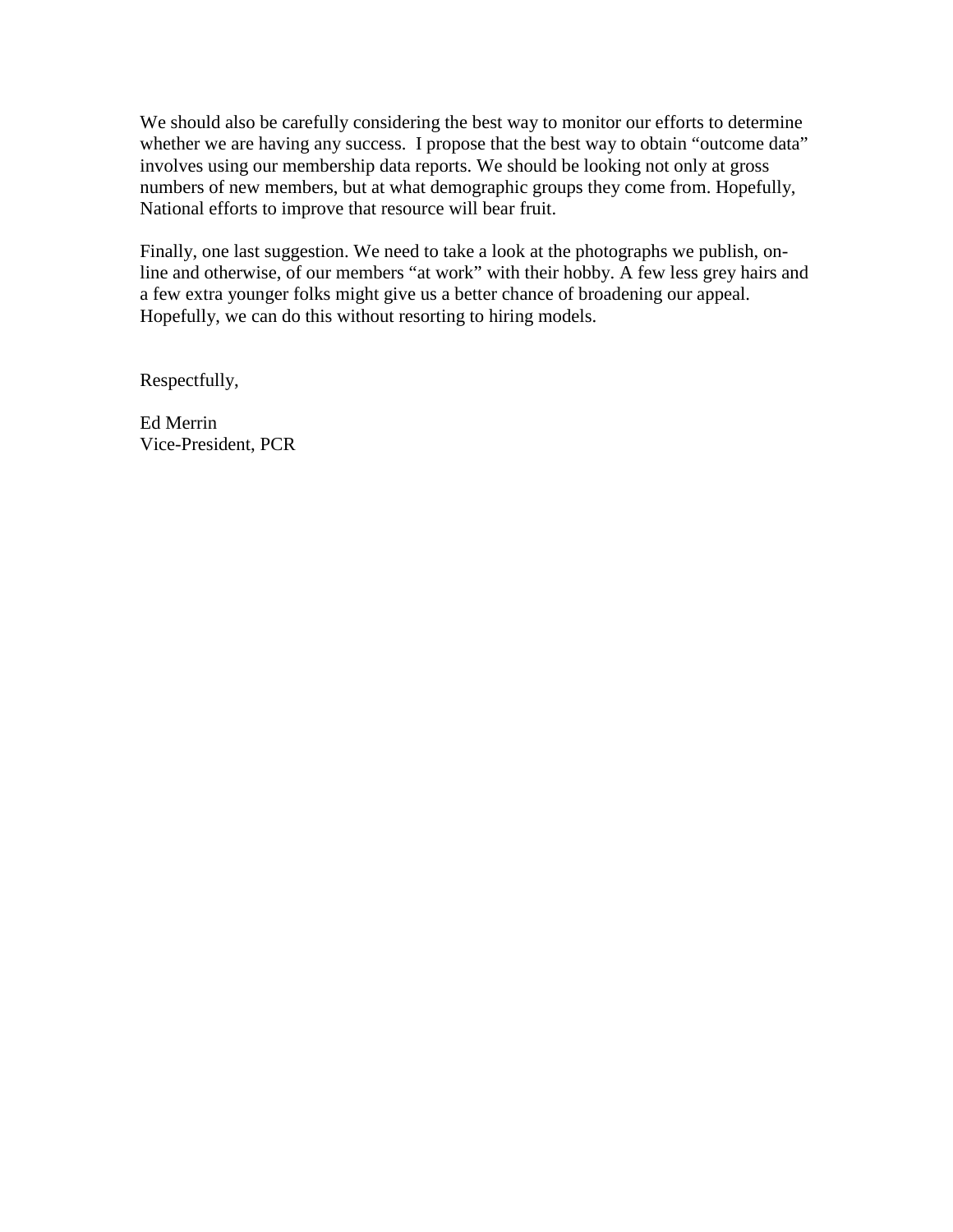We should also be carefully considering the best way to monitor our efforts to determine whether we are having any success. I propose that the best way to obtain "outcome data" involves using our membership data reports. We should be looking not only at gross numbers of new members, but at what demographic groups they come from. Hopefully, National efforts to improve that resource will bear fruit.

Finally, one last suggestion. We need to take a look at the photographs we publish, on-line and otherwise, of our members "at work" with their hobby. A few less grey hairs and a few extra younger folks might give us a better chance of broadening our appeal. Hopefully, we can do this without resorting to hiring models.

Respectfully,

Ed Merrin
Vice-President, PCR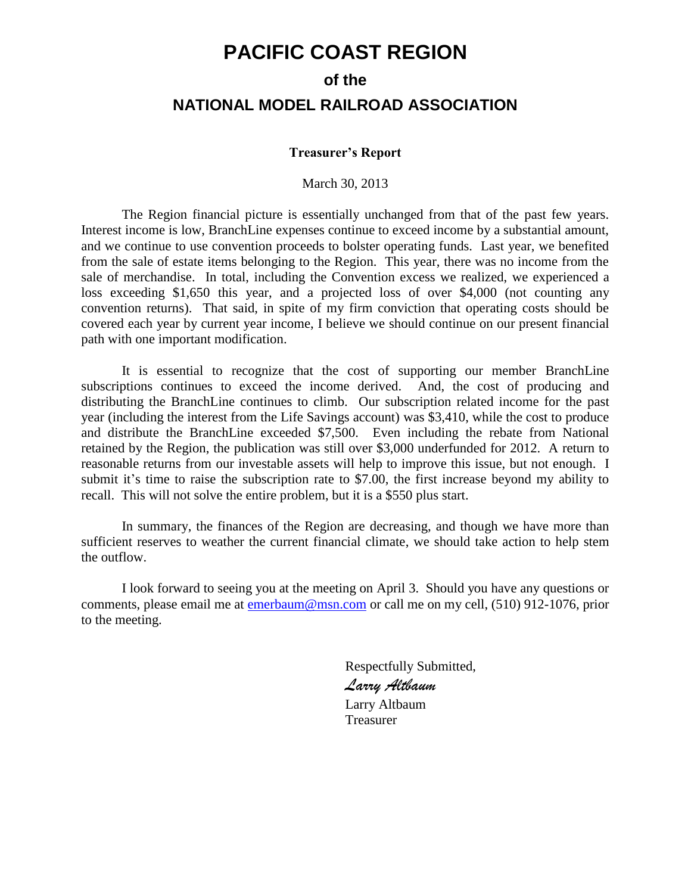# PACIFIC COAST REGION

## of the

## NATIONAL MODEL RAILROAD ASSOCIATION

**Treasurer's Report**

March 30, 2013

The Region financial picture is essentially unchanged from that of the past few years. Interest income is low, BranchLine expenses continue to exceed income by a substantial amount, and we continue to use convention proceeds to bolster operating funds. Last year, we benefited from the sale of estate items belonging to the Region. This year, there was no income from the sale of merchandise. In total, including the Convention excess we realized, we experienced a loss exceeding $1,650 this year, and a projected loss of over $4,000 (not counting any convention returns). That said, in spite of my firm conviction that operating costs should be covered each year by current year income, I believe we should continue on our present financial path with one important modification.

It is essential to recognize that the cost of supporting our member BranchLine subscriptions continues to exceed the income derived. And, the cost of producing and distributing the BranchLine continues to climb. Our subscription related income for the past year (including the interest from the Life Savings account) was $3,410, while the cost to produce and distribute the BranchLine exceeded $7,500. Even including the rebate from National retained by the Region, the publication was still over $3,000 underfunded for 2012. A return to reasonable returns from our investable assets will help to improve this issue, but not enough. I submit it's time to raise the subscription rate to $7.00, the first increase beyond my ability to recall. This will not solve the entire problem, but it is a $550 plus start.

In summary, the finances of the Region are decreasing, and though we have more than sufficient reserves to weather the current financial climate, we should take action to help stem the outflow.

I look forward to seeing you at the meeting on April 3. Should you have any questions or comments, please email me at emerbaum@msn.com or call me on my cell, (510) 912-1076, prior to the meeting.

Respectfully Submitted,

*Larry Altbaum*

Larry Altbaum
Treasurer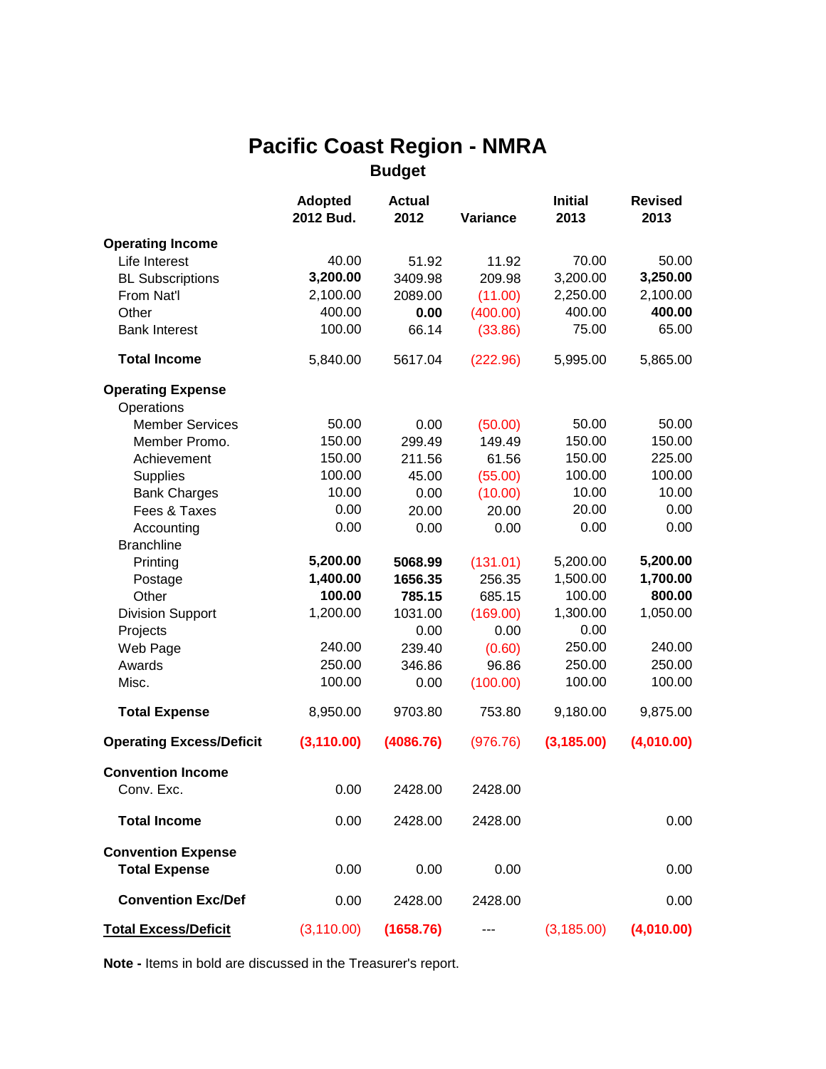# Pacific Coast Region - NMRA

## Budget

| | Adopted 2012 Bud. | Actual 2012 | Variance | Initial 2013 | Revised 2013 |
|---|---|---|---|---|---|
| **Operating Income** | | | | | |
| Life Interest | 40.00 | 51.92 | 11.92 | 70.00 | 50.00 |
| BL Subscriptions | **3,200.00** | 3409.98 | 209.98 | 3,200.00 | **3,250.00** |
| From Nat'l | 2,100.00 | 2089.00 | (11.00) | 2,250.00 | 2,100.00 |
| Other | 400.00 | **0.00** | (400.00) | 400.00 | **400.00** |
| Bank Interest | 100.00 | 66.14 | (33.86) | 75.00 | 65.00 |
| **Total Income** | 5,840.00 | 5617.04 | (222.96) | 5,995.00 | 5,865.00 |
| **Operating Expense** | | | | | |
| Operations | | | | | |
| Member Services | 50.00 | 0.00 | (50.00) | 50.00 | 50.00 |
| Member Promo. | 150.00 | 299.49 | 149.49 | 150.00 | 150.00 |
| Achievement | 150.00 | 211.56 | 61.56 | 150.00 | 225.00 |
| Supplies | 100.00 | 45.00 | (55.00) | 100.00 | 100.00 |
| Bank Charges | 10.00 | 0.00 | (10.00) | 10.00 | 10.00 |
| Fees & Taxes | 0.00 | 20.00 | 20.00 | 20.00 | 0.00 |
| Accounting | 0.00 | 0.00 | 0.00 | 0.00 | 0.00 |
| Branchline | | | | | |
| Printing | **5,200.00** | **5068.99** | (131.01) | 5,200.00 | **5,200.00** |
| Postage | **1,400.00** | **1656.35** | 256.35 | 1,500.00 | **1,700.00** |
| Other | **100.00** | **785.15** | 685.15 | 100.00 | **800.00** |
| Division Support | 1,200.00 | 1031.00 | (169.00) | 1,300.00 | 1,050.00 |
| Projects | | 0.00 | 0.00 | 0.00 | |
| Web Page | 240.00 | 239.40 | (0.60) | 250.00 | 240.00 |
| Awards | 250.00 | 346.86 | 96.86 | 250.00 | 250.00 |
| Misc. | 100.00 | 0.00 | (100.00) | 100.00 | 100.00 |
| **Total Expense** | 8,950.00 | 9703.80 | 753.80 | 9,180.00 | 9,875.00 |
| **Operating Excess/Deficit** | **(3,110.00)** | **(4086.76)** | (976.76) | **(3,185.00)** | **(4,010.00)** |
| **Convention Income** | | | | | |
| Conv. Exc. | 0.00 | 2428.00 | 2428.00 | | |
| **Total Income** | 0.00 | 2428.00 | 2428.00 | | 0.00 |
| **Convention Expense** | | | | | |
| **Total Expense** | 0.00 | 0.00 | 0.00 | | 0.00 |
| **Convention Exc/Def** | 0.00 | 2428.00 | 2428.00 | | 0.00 |
| **Total Excess/Deficit** | (3,110.00) | **(1658.76)** | --- | (3,185.00) | **(4,010.00)** |

**Note -** Items in bold are discussed in the Treasurer's report.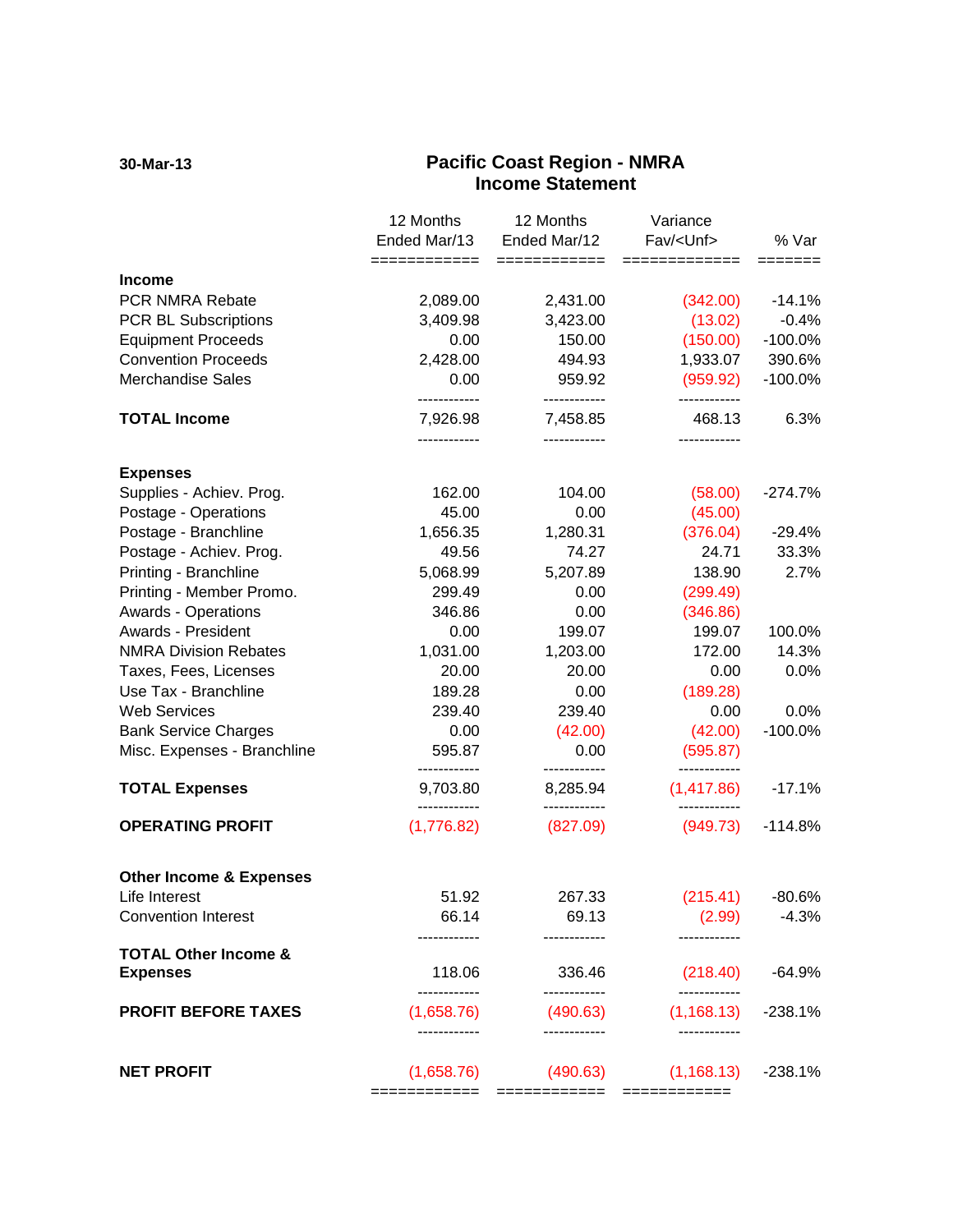30-Mar-13

# Pacific Coast Region - NMRA
## Income Statement

| | 12 Months Ended Mar/13 | 12 Months Ended Mar/12 | Variance Fav/<Unf> | % Var |
|---|---|---|---|---|
| **Income** | | | | |
| PCR NMRA Rebate | 2,089.00 | 2,431.00 | (342.00) | -14.1% |
| PCR BL Subscriptions | 3,409.98 | 3,423.00 | (13.02) | -0.4% |
| Equipment Proceeds | 0.00 | 150.00 | (150.00) | -100.0% |
| Convention Proceeds | 2,428.00 | 494.93 | 1,933.07 | 390.6% |
| Merchandise Sales | 0.00 | 959.92 | (959.92) | -100.0% |
| **TOTAL Income** | 7,926.98 | 7,458.85 | 468.13 | 6.3% |
| **Expenses** | | | | |
| Supplies - Achiev. Prog. | 162.00 | 104.00 | (58.00) | -274.7% |
| Postage - Operations | 45.00 | 0.00 | (45.00) | |
| Postage - Branchline | 1,656.35 | 1,280.31 | (376.04) | -29.4% |
| Postage - Achiev. Prog. | 49.56 | 74.27 | 24.71 | 33.3% |
| Printing - Branchline | 5,068.99 | 5,207.89 | 138.90 | 2.7% |
| Printing - Member Promo. | 299.49 | 0.00 | (299.49) | |
| Awards - Operations | 346.86 | 0.00 | (346.86) | |
| Awards - President | 0.00 | 199.07 | 199.07 | 100.0% |
| NMRA Division Rebates | 1,031.00 | 1,203.00 | 172.00 | 14.3% |
| Taxes, Fees, Licenses | 20.00 | 20.00 | 0.00 | 0.0% |
| Use Tax - Branchline | 189.28 | 0.00 | (189.28) | |
| Web Services | 239.40 | 239.40 | 0.00 | 0.0% |
| Bank Service Charges | 0.00 | (42.00) | (42.00) | -100.0% |
| Misc. Expenses - Branchline | 595.87 | 0.00 | (595.87) | |
| **TOTAL Expenses** | 9,703.80 | 8,285.94 | (1,417.86) | -17.1% |
| **OPERATING PROFIT** | (1,776.82) | (827.09) | (949.73) | -114.8% |
| **Other Income & Expenses** | | | | |
| Life Interest | 51.92 | 267.33 | (215.41) | -80.6% |
| Convention Interest | 66.14 | 69.13 | (2.99) | -4.3% |
| **TOTAL Other Income & Expenses** | 118.06 | 336.46 | (218.40) | -64.9% |
| **PROFIT BEFORE TAXES** | (1,658.76) | (490.63) | (1,168.13) | -238.1% |
| **NET PROFIT** | (1,658.76) | (490.63) | (1,168.13) | -238.1% |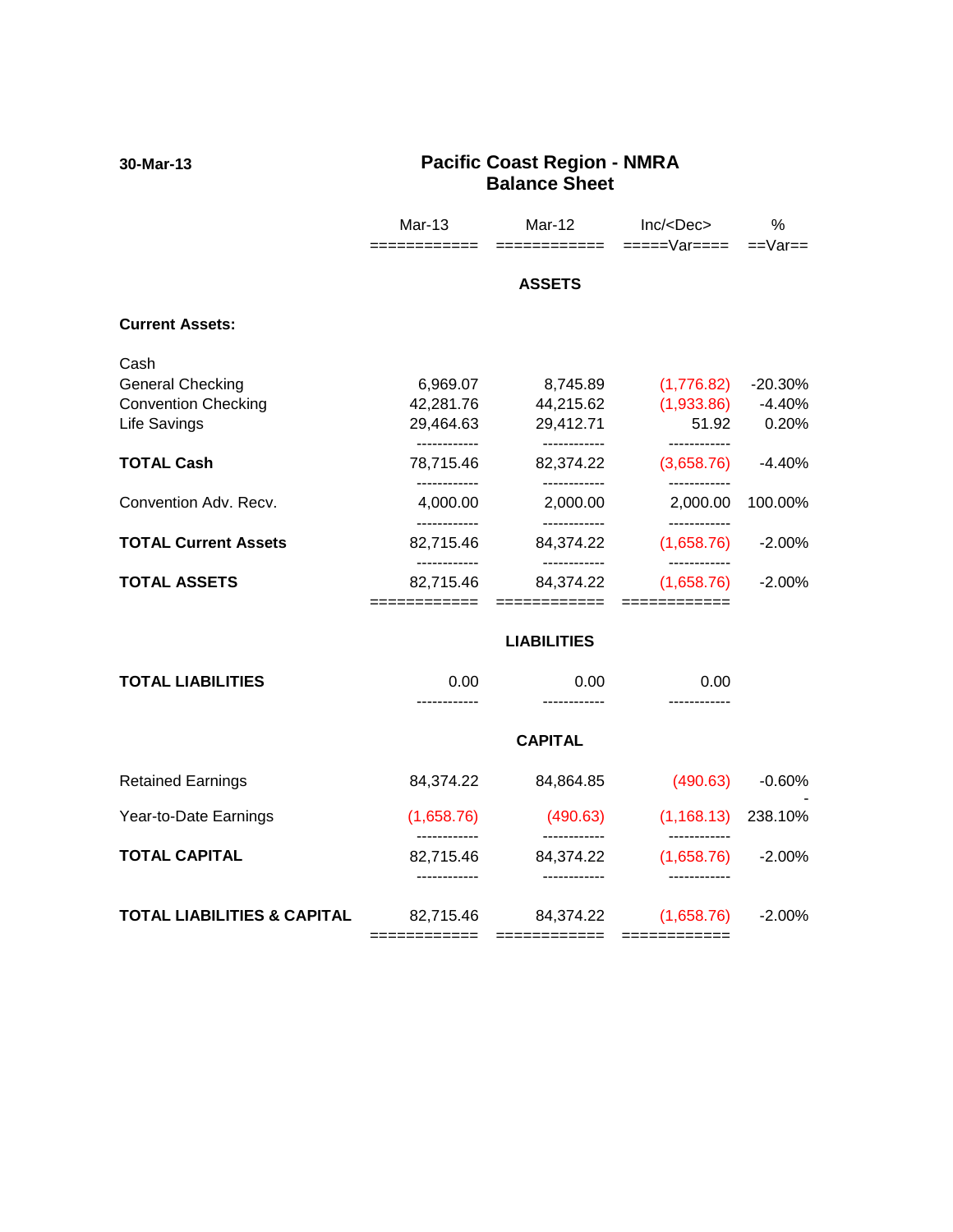30-Mar-13

# Pacific Coast Region - NMRA
## Balance Sheet

| | Mar-13 | Mar-12 | Inc/<Dec> Var | % Var |
|---|---|---|---|---|
| **ASSETS** | | | | |
| **Current Assets:** | | | | |
| Cash | | | | |
| General Checking | 6,969.07 | 8,745.89 | (1,776.82) | -20.30% |
| Convention Checking | 42,281.76 | 44,215.62 | (1,933.86) | -4.40% |
| Life Savings | 29,464.63 | 29,412.71 | 51.92 | 0.20% |
| **TOTAL Cash** | 78,715.46 | 82,374.22 | (3,658.76) | -4.40% |
| Convention Adv. Recv. | 4,000.00 | 2,000.00 | 2,000.00 | 100.00% |
| **TOTAL Current Assets** | 82,715.46 | 84,374.22 | (1,658.76) | -2.00% |
| **TOTAL ASSETS** | 82,715.46 | 84,374.22 | (1,658.76) | -2.00% |
| **LIABILITIES** | | | | |
| **TOTAL LIABILITIES** | 0.00 | 0.00 | 0.00 | |
| **CAPITAL** | | | | |
| Retained Earnings | 84,374.22 | 84,864.85 | (490.63) | -0.60% |
| Year-to-Date Earnings | (1,658.76) | (490.63) | (1,168.13) | -238.10% |
| **TOTAL CAPITAL** | 82,715.46 | 84,374.22 | (1,658.76) | -2.00% |
| **TOTAL LIABILITIES & CAPITAL** | 82,715.46 | 84,374.22 | (1,658.76) | -2.00% |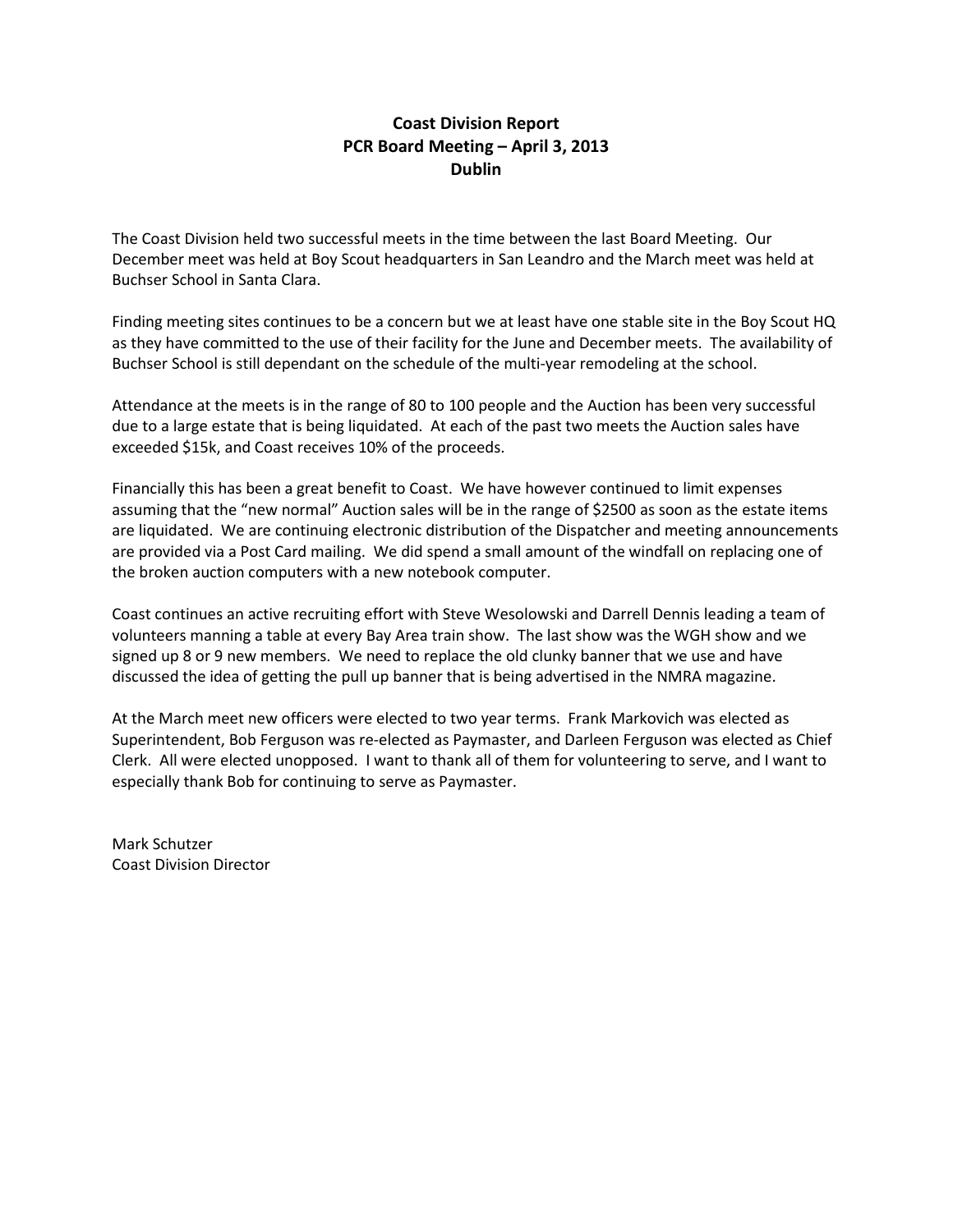**Coast Division Report**
**PCR Board Meeting – April 3, 2013**
**Dublin**

The Coast Division held two successful meets in the time between the last Board Meeting. Our December meet was held at Boy Scout headquarters in San Leandro and the March meet was held at Buchser School in Santa Clara.

Finding meeting sites continues to be a concern but we at least have one stable site in the Boy Scout HQ as they have committed to the use of their facility for the June and December meets. The availability of Buchser School is still dependant on the schedule of the multi-year remodeling at the school.

Attendance at the meets is in the range of 80 to 100 people and the Auction has been very successful due to a large estate that is being liquidated. At each of the past two meets the Auction sales have exceeded $15k, and Coast receives 10% of the proceeds.

Financially this has been a great benefit to Coast. We have however continued to limit expenses assuming that the "new normal" Auction sales will be in the range of $2500 as soon as the estate items are liquidated. We are continuing electronic distribution of the Dispatcher and meeting announcements are provided via a Post Card mailing. We did spend a small amount of the windfall on replacing one of the broken auction computers with a new notebook computer.

Coast continues an active recruiting effort with Steve Wesolowski and Darrell Dennis leading a team of volunteers manning a table at every Bay Area train show. The last show was the WGH show and we signed up 8 or 9 new members. We need to replace the old clunky banner that we use and have discussed the idea of getting the pull up banner that is being advertised in the NMRA magazine.

At the March meet new officers were elected to two year terms. Frank Markovich was elected as Superintendent, Bob Ferguson was re-elected as Paymaster, and Darleen Ferguson was elected as Chief Clerk. All were elected unopposed. I want to thank all of them for volunteering to serve, and I want to especially thank Bob for continuing to serve as Paymaster.

Mark Schutzer
Coast Division Director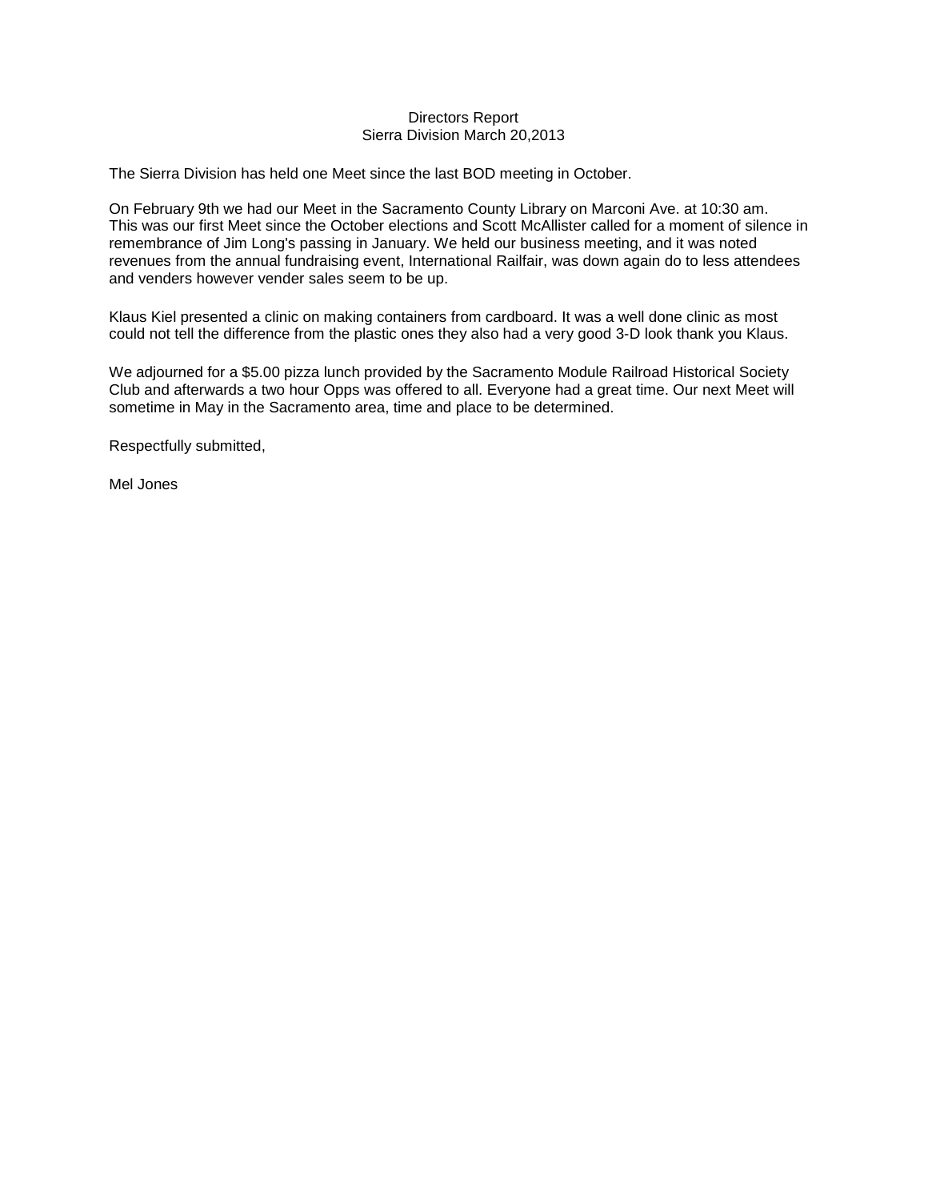# Directors Report
## Sierra Division March 20,2013

The Sierra Division has held one Meet since the last BOD meeting in October.

On February 9th we had our Meet in the Sacramento County Library on Marconi Ave. at 10:30 am. This was our first Meet since the October elections and Scott McAllister called for a moment of silence in remembrance of Jim Long's passing in January. We held our business meeting, and it was noted revenues from the annual fundraising event, International Railfair, was down again do to less attendees and venders however vender sales seem to be up.

Klaus Kiel presented a clinic on making containers from cardboard. It was a well done clinic as most could not tell the difference from the plastic ones they also had a very good 3-D look thank you Klaus.

We adjourned for a $5.00 pizza lunch provided by the Sacramento Module Railroad Historical Society Club and afterwards a two hour Opps was offered to all. Everyone had a great time. Our next Meet will sometime in May in the Sacramento area, time and place to be determined.

Respectfully submitted,

Mel Jones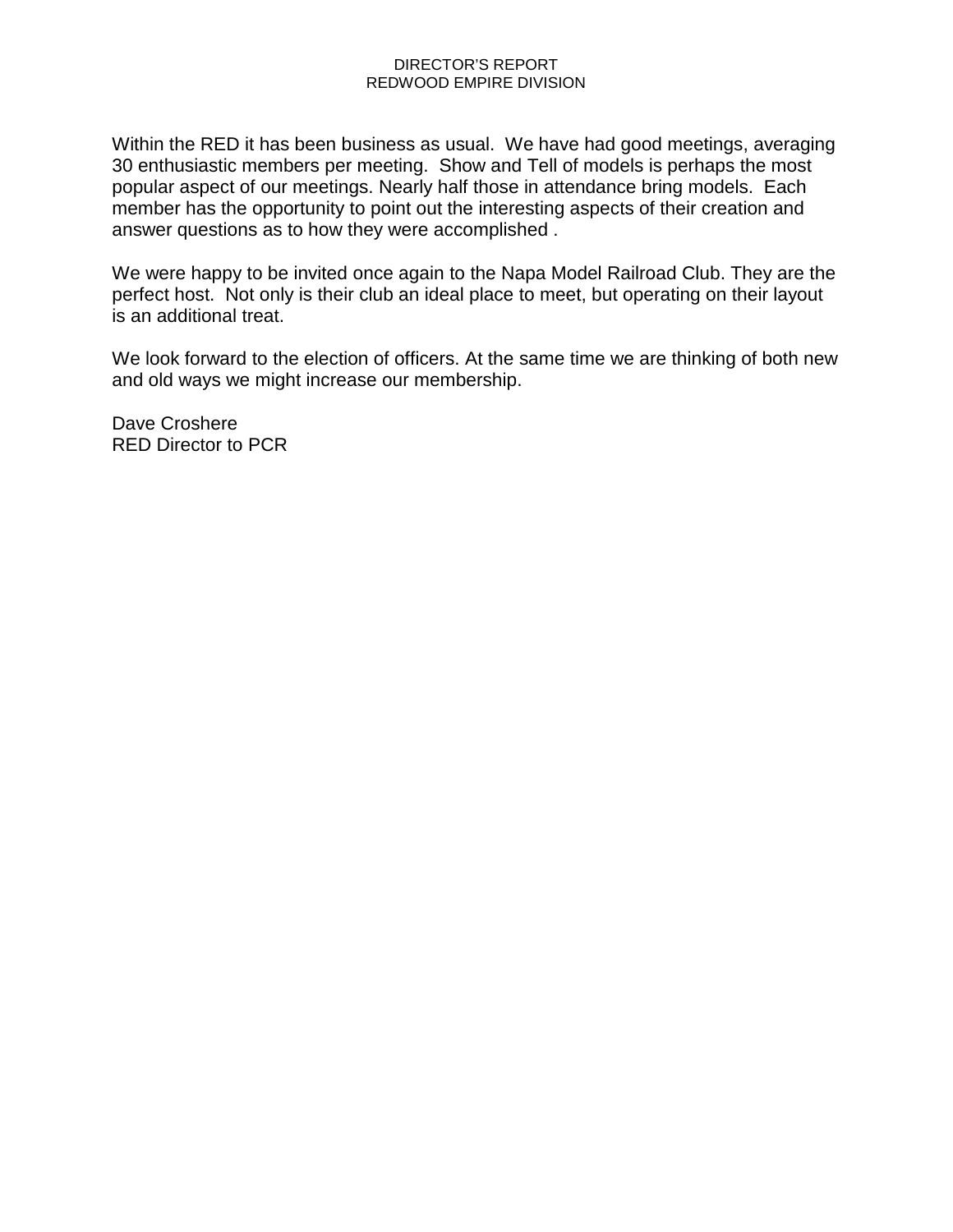# DIRECTOR'S REPORT
## REDWOOD EMPIRE DIVISION

Within the RED it has been business as usual. We have had good meetings, averaging 30 enthusiastic members per meeting. Show and Tell of models is perhaps the most popular aspect of our meetings. Nearly half those in attendance bring models. Each member has the opportunity to point out the interesting aspects of their creation and answer questions as to how they were accomplished .

We were happy to be invited once again to the Napa Model Railroad Club. They are the perfect host. Not only is their club an ideal place to meet, but operating on their layout is an additional treat.

We look forward to the election of officers. At the same time we are thinking of both new and old ways we might increase our membership.

Dave Croshere
RED Director to PCR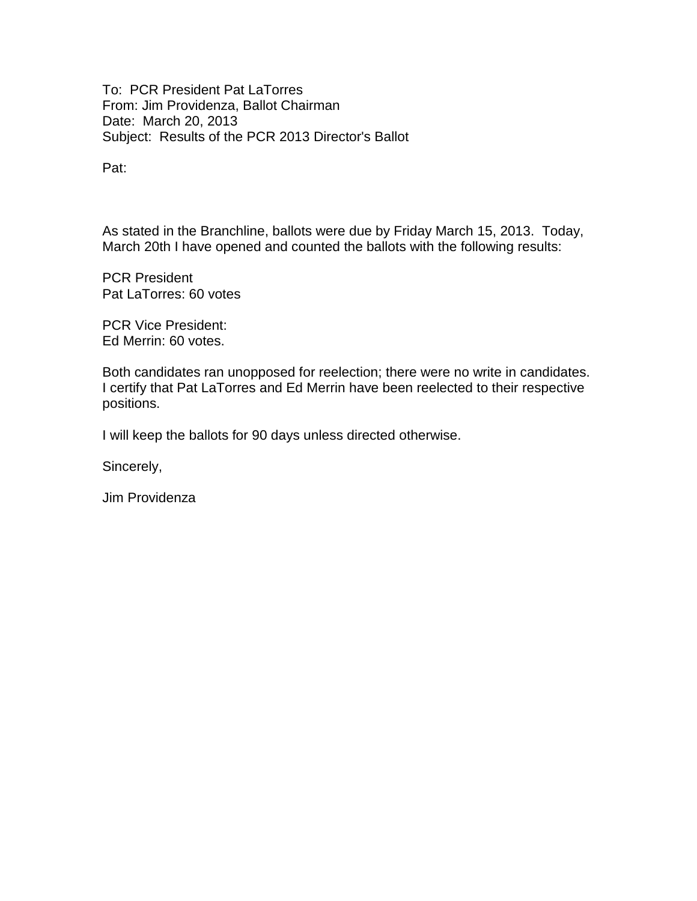To: PCR President Pat LaTorres
From: Jim Providenza, Ballot Chairman
Date: March 20, 2013
Subject: Results of the PCR 2013 Director's Ballot

Pat:

As stated in the Branchline, ballots were due by Friday March 15, 2013. Today, March 20th I have opened and counted the ballots with the following results:

PCR President
Pat LaTorres: 60 votes

PCR Vice President:
Ed Merrin: 60 votes.

Both candidates ran unopposed for reelection; there were no write in candidates. I certify that Pat LaTorres and Ed Merrin have been reelected to their respective positions.

I will keep the ballots for 90 days unless directed otherwise.

Sincerely,

Jim Providenza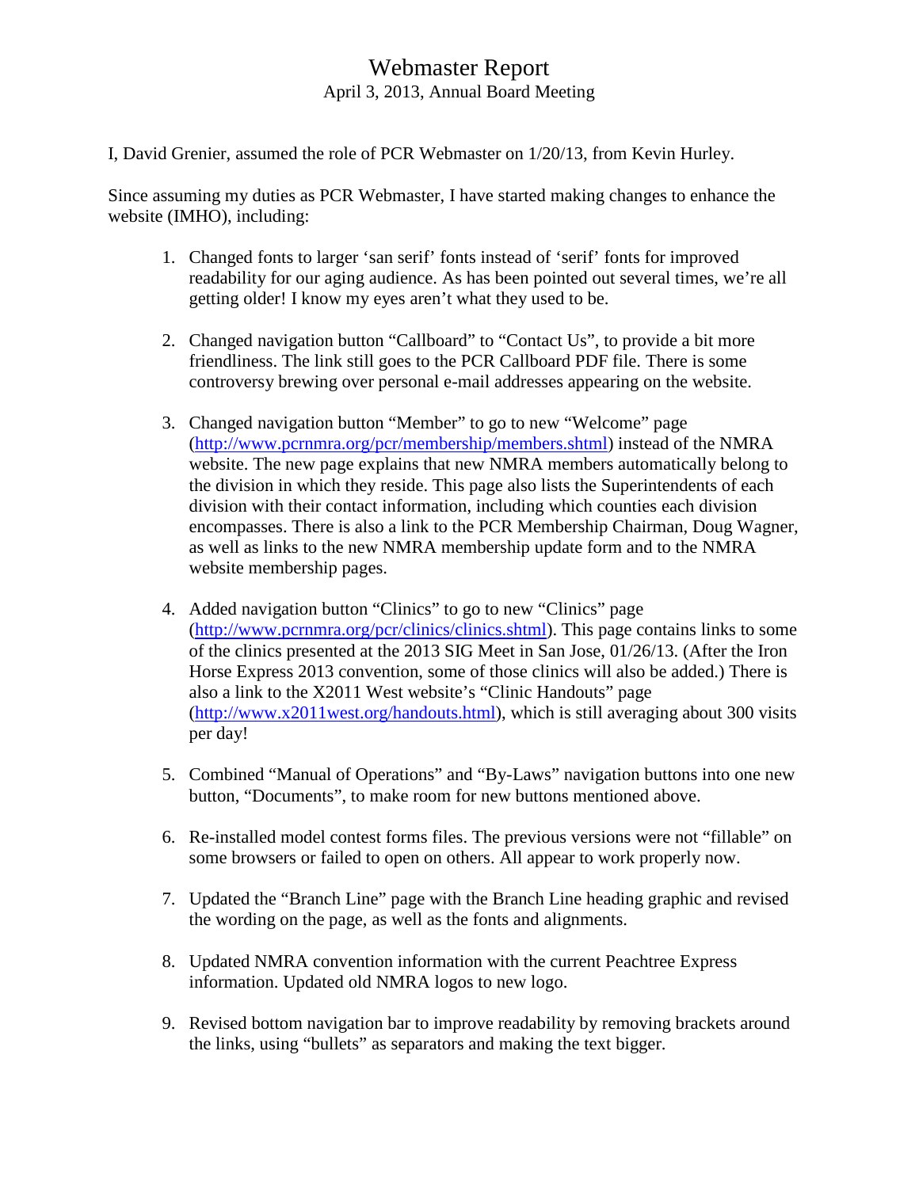# Webmaster Report

April 3, 2013, Annual Board Meeting

I, David Grenier, assumed the role of PCR Webmaster on 1/20/13, from Kevin Hurley.

Since assuming my duties as PCR Webmaster, I have started making changes to enhance the website (IMHO), including:

1. Changed fonts to larger 'san serif' fonts instead of 'serif' fonts for improved readability for our aging audience. As has been pointed out several times, we're all getting older! I know my eyes aren't what they used to be.

2. Changed navigation button "Callboard" to "Contact Us", to provide a bit more friendliness. The link still goes to the PCR Callboard PDF file. There is some controversy brewing over personal e-mail addresses appearing on the website.

3. Changed navigation button "Member" to go to new "Welcome" page (http://www.pcrnmra.org/pcr/membership/members.shtml) instead of the NMRA website. The new page explains that new NMRA members automatically belong to the division in which they reside. This page also lists the Superintendents of each division with their contact information, including which counties each division encompasses. There is also a link to the PCR Membership Chairman, Doug Wagner, as well as links to the new NMRA membership update form and to the NMRA website membership pages.

4. Added navigation button "Clinics" to go to new "Clinics" page (http://www.pcrnmra.org/pcr/clinics/clinics.shtml). This page contains links to some of the clinics presented at the 2013 SIG Meet in San Jose, 01/26/13. (After the Iron Horse Express 2013 convention, some of those clinics will also be added.) There is also a link to the X2011 West website's "Clinic Handouts" page (http://www.x2011west.org/handouts.html), which is still averaging about 300 visits per day!

5. Combined "Manual of Operations" and "By-Laws" navigation buttons into one new button, "Documents", to make room for new buttons mentioned above.

6. Re-installed model contest forms files. The previous versions were not "fillable" on some browsers or failed to open on others. All appear to work properly now.

7. Updated the "Branch Line" page with the Branch Line heading graphic and revised the wording on the page, as well as the fonts and alignments.

8. Updated NMRA convention information with the current Peachtree Express information. Updated old NMRA logos to new logo.

9. Revised bottom navigation bar to improve readability by removing brackets around the links, using "bullets" as separators and making the text bigger.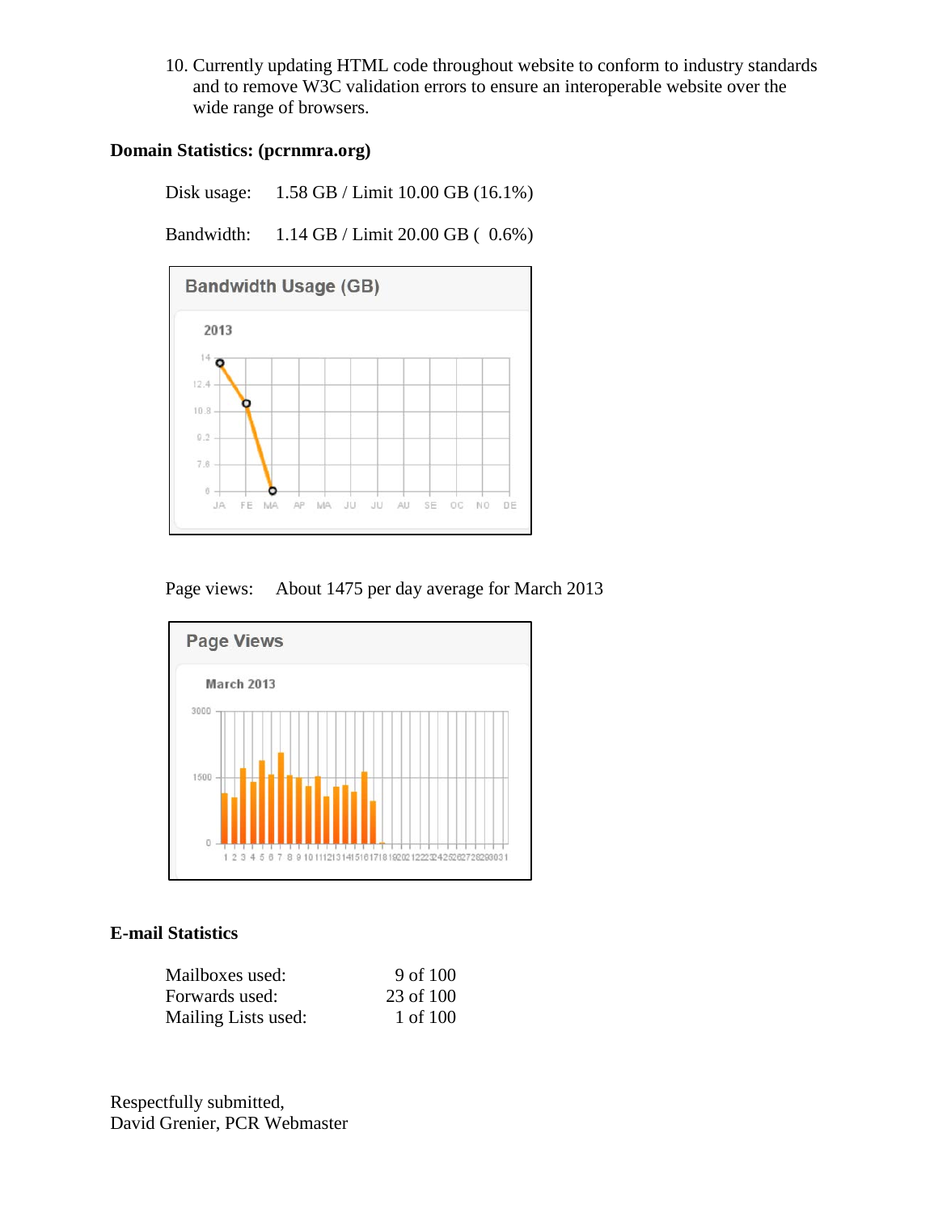10. Currently updating HTML code throughout website to conform to industry standards and to remove W3C validation errors to ensure an interoperable website over the wide range of browsers.

**Domain Statistics: (pcrnmra.org)**

Disk usage: 1.58 GB / Limit 10.00 GB (16.1%)

Bandwidth: 1.14 GB / Limit 20.00 GB ( 0.6%)

Page views: About 1475 per day average for March 2013

**E-mail Statistics**

| | |
|---|---|
| Mailboxes used: | 9 of 100 |
| Forwards used: | 23 of 100 |
| Mailing Lists used: | 1 of 100 |

Respectfully submitted,
David Grenier, PCR Webmaster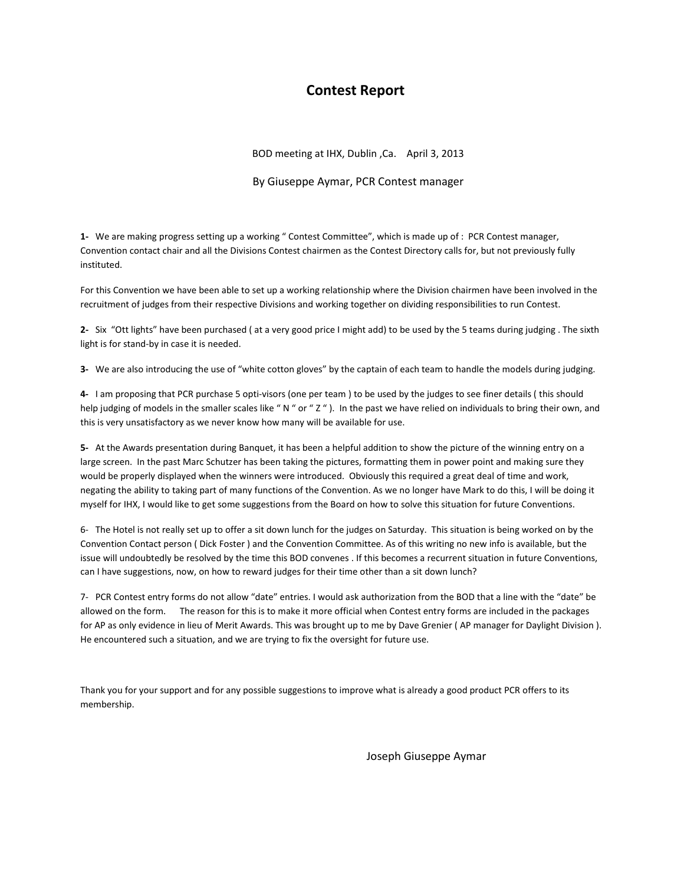# Contest Report

BOD meeting at IHX, Dublin ,Ca.    April 3, 2013

By Giuseppe Aymar, PCR Contest manager

**1-** We are making progress setting up a working " Contest Committee", which is made up of : PCR Contest manager, Convention contact chair and all the Divisions Contest chairmen as the Contest Directory calls for, but not previously fully instituted.

For this Convention we have been able to set up a working relationship where the Division chairmen have been involved in the recruitment of judges from their respective Divisions and working together on dividing responsibilities to run Contest.

**2-** Six "Ott lights" have been purchased ( at a very good price I might add) to be used by the 5 teams during judging . The sixth light is for stand-by in case it is needed.

**3-** We are also introducing the use of "white cotton gloves" by the captain of each team to handle the models during judging.

**4-** I am proposing that PCR purchase 5 opti-visors (one per team ) to be used by the judges to see finer details ( this should help judging of models in the smaller scales like " N " or " Z " ). In the past we have relied on individuals to bring their own, and this is very unsatisfactory as we never know how many will be available for use.

**5-** At the Awards presentation during Banquet, it has been a helpful addition to show the picture of the winning entry on a large screen. In the past Marc Schutzer has been taking the pictures, formatting them in power point and making sure they would be properly displayed when the winners were introduced. Obviously this required a great deal of time and work, negating the ability to taking part of many functions of the Convention. As we no longer have Mark to do this, I will be doing it myself for IHX, I would like to get some suggestions from the Board on how to solve this situation for future Conventions.

6- The Hotel is not really set up to offer a sit down lunch for the judges on Saturday. This situation is being worked on by the Convention Contact person ( Dick Foster ) and the Convention Committee. As of this writing no new info is available, but the issue will undoubtedly be resolved by the time this BOD convenes . If this becomes a recurrent situation in future Conventions, can I have suggestions, now, on how to reward judges for their time other than a sit down lunch?

7- PCR Contest entry forms do not allow "date" entries. I would ask authorization from the BOD that a line with the "date" be allowed on the form.    The reason for this is to make it more official when Contest entry forms are included in the packages for AP as only evidence in lieu of Merit Awards. This was brought up to me by Dave Grenier ( AP manager for Daylight Division ). He encountered such a situation, and we are trying to fix the oversight for future use.

Thank you for your support and for any possible suggestions to improve what is already a good product PCR offers to its membership.

Joseph Giuseppe Aymar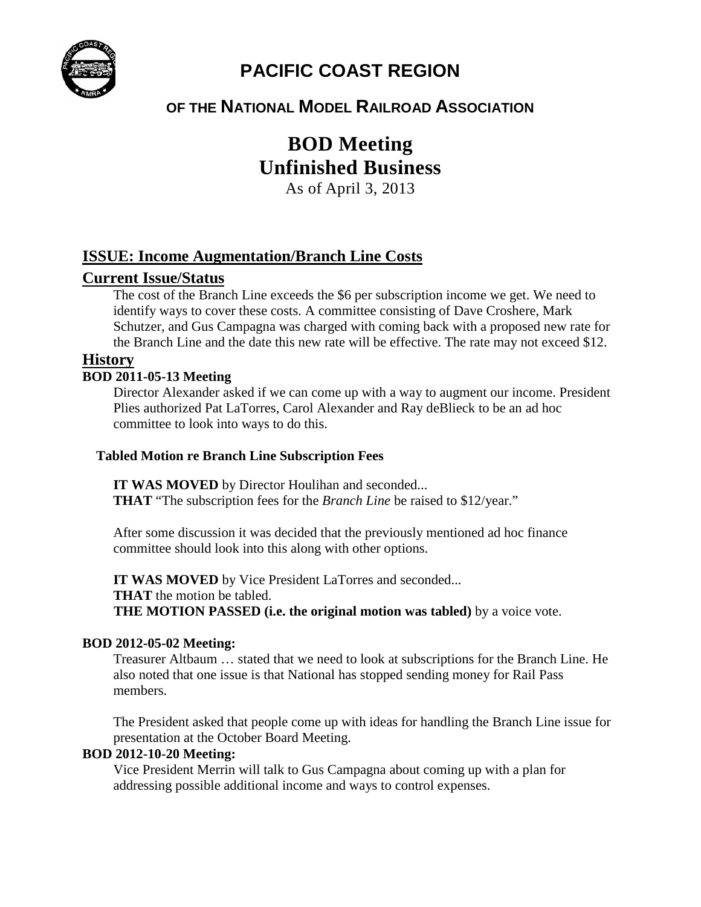# PACIFIC COAST REGION

## OF THE NATIONAL MODEL RAILROAD ASSOCIATION

# BOD Meeting
# Unfinished Business

As of April 3, 2013

## ISSUE: Income Augmentation/Branch Line Costs

### Current Issue/Status

The cost of the Branch Line exceeds the $6 per subscription income we get. We need to identify ways to cover these costs. A committee consisting of Dave Croshere, Mark Schutzer, and Gus Campagna was charged with coming back with a proposed new rate for the Branch Line and the date this new rate will be effective. The rate may not exceed $12.

### History

#### BOD 2011-05-13 Meeting

Director Alexander asked if we can come up with a way to augment our income. President Plies authorized Pat LaTorres, Carol Alexander and Ray deBlieck to be an ad hoc committee to look into ways to do this.

**Tabled Motion re Branch Line Subscription Fees**

**IT WAS MOVED** by Director Houlihan and seconded...
**THAT** "The subscription fees for the *Branch Line* be raised to $12/year."

After some discussion it was decided that the previously mentioned ad hoc finance committee should look into this along with other options.

**IT WAS MOVED** by Vice President LaTorres and seconded...
**THAT** the motion be tabled.
**THE MOTION PASSED (i.e. the original motion was tabled)** by a voice vote.

#### BOD 2012-05-02 Meeting:

Treasurer Altbaum … stated that we need to look at subscriptions for the Branch Line. He also noted that one issue is that National has stopped sending money for Rail Pass members.

The President asked that people come up with ideas for handling the Branch Line issue for presentation at the October Board Meeting.

#### BOD 2012-10-20 Meeting:

Vice President Merrin will talk to Gus Campagna about coming up with a plan for addressing possible additional income and ways to control expenses.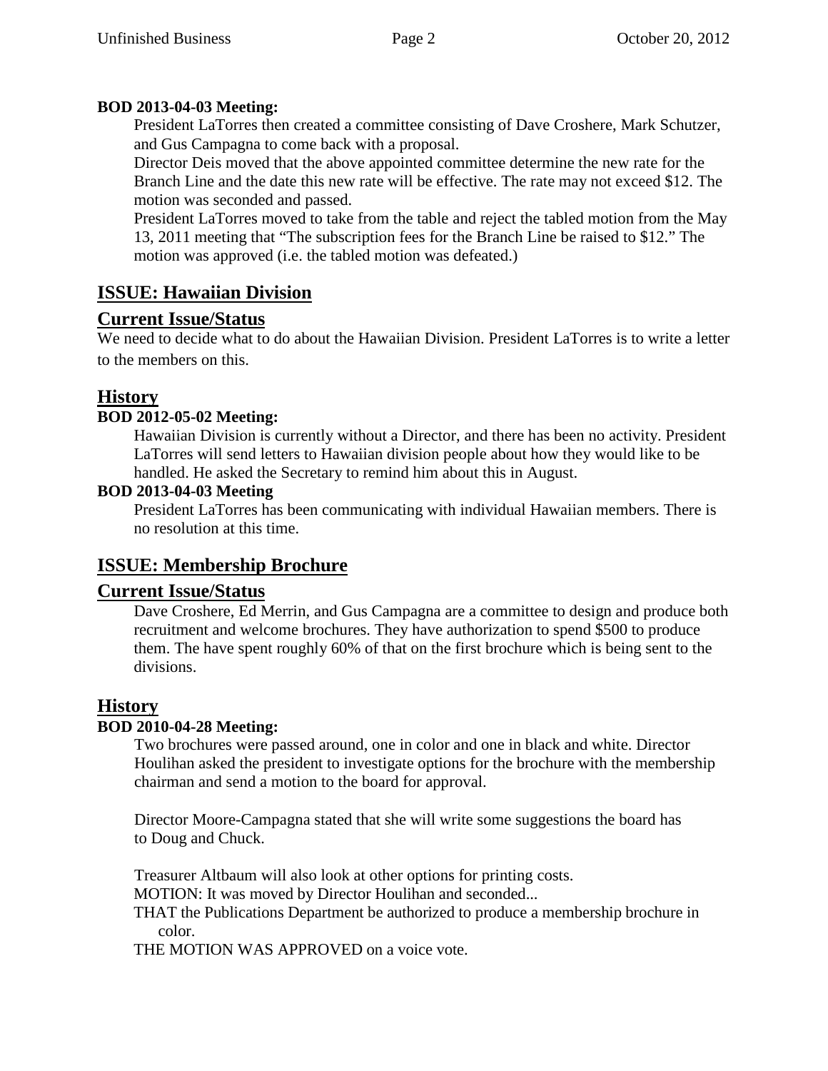**BOD 2013-04-03 Meeting:**

President LaTorres then created a committee consisting of Dave Croshere, Mark Schutzer, and Gus Campagna to come back with a proposal.

Director Deis moved that the above appointed committee determine the new rate for the Branch Line and the date this new rate will be effective. The rate may not exceed $12. The motion was seconded and passed.

President LaTorres moved to take from the table and reject the tabled motion from the May 13, 2011 meeting that "The subscription fees for the Branch Line be raised to $12." The motion was approved (i.e. the tabled motion was defeated.)

## ISSUE: Hawaiian Division

## Current Issue/Status

We need to decide what to do about the Hawaiian Division. President LaTorres is to write a letter to the members on this.

## History

**BOD 2012-05-02 Meeting:**

Hawaiian Division is currently without a Director, and there has been no activity. President LaTorres will send letters to Hawaiian division people about how they would like to be handled. He asked the Secretary to remind him about this in August.

**BOD 2013-04-03 Meeting**

President LaTorres has been communicating with individual Hawaiian members. There is no resolution at this time.

## ISSUE: Membership Brochure

## Current Issue/Status

Dave Croshere, Ed Merrin, and Gus Campagna are a committee to design and produce both recruitment and welcome brochures. They have authorization to spend $500 to produce them. The have spent roughly 60% of that on the first brochure which is being sent to the divisions.

## History

**BOD 2010-04-28 Meeting:**

Two brochures were passed around, one in color and one in black and white. Director Houlihan asked the president to investigate options for the brochure with the membership chairman and send a motion to the board for approval.

Director Moore-Campagna stated that she will write some suggestions the board has to Doug and Chuck.

Treasurer Altbaum will also look at other options for printing costs.

MOTION: It was moved by Director Houlihan and seconded...

THAT the Publications Department be authorized to produce a membership brochure in color.

THE MOTION WAS APPROVED on a voice vote.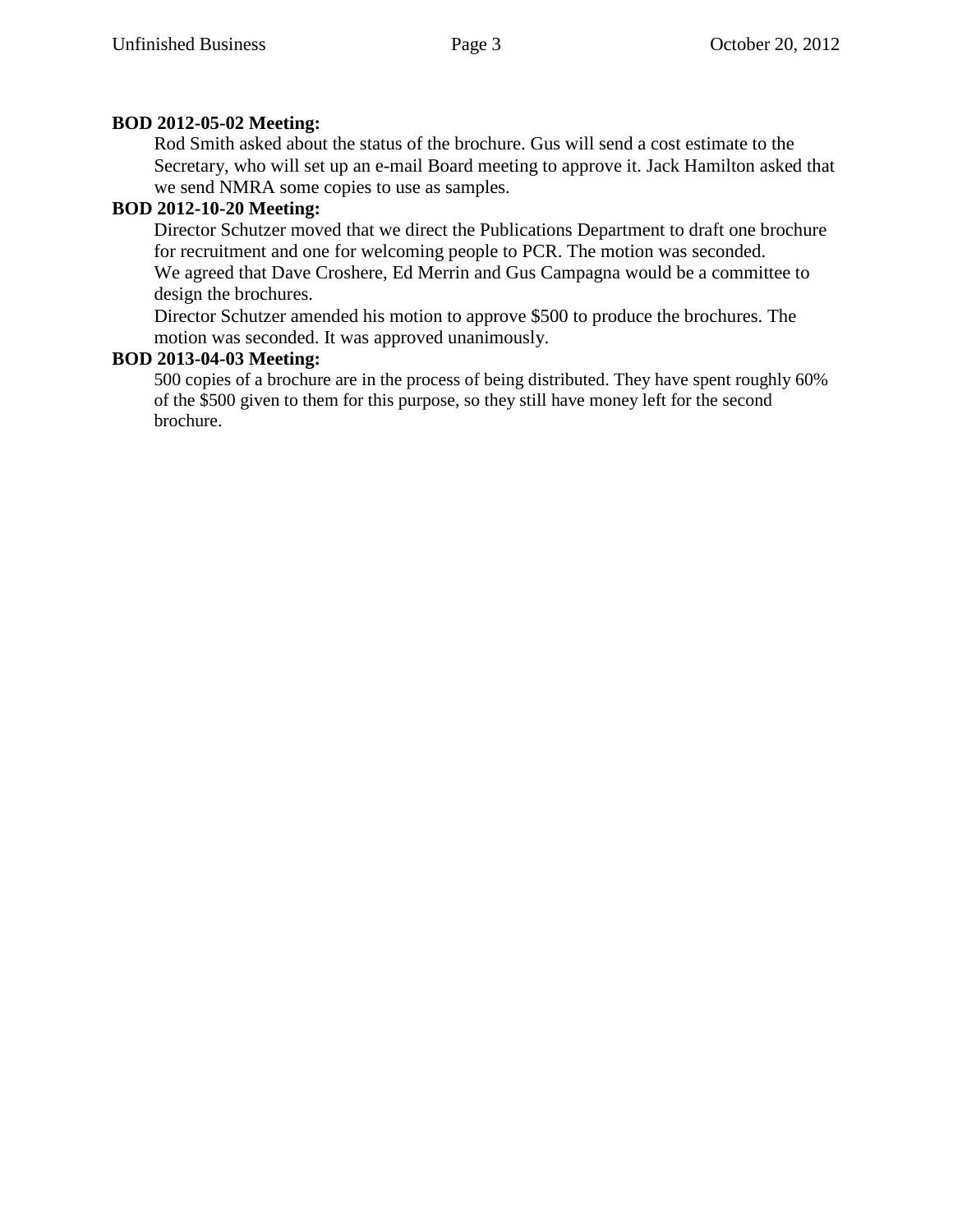**BOD 2012-05-02 Meeting:**

Rod Smith asked about the status of the brochure. Gus will send a cost estimate to the Secretary, who will set up an e-mail Board meeting to approve it. Jack Hamilton asked that we send NMRA some copies to use as samples.

**BOD 2012-10-20 Meeting:**

Director Schutzer moved that we direct the Publications Department to draft one brochure for recruitment and one for welcoming people to PCR. The motion was seconded.

We agreed that Dave Croshere, Ed Merrin and Gus Campagna would be a committee to design the brochures.

Director Schutzer amended his motion to approve $500 to produce the brochures. The motion was seconded. It was approved unanimously.

**BOD 2013-04-03 Meeting:**

500 copies of a brochure are in the process of being distributed. They have spent roughly 60% of the $500 given to them for this purpose, so they still have money left for the second brochure.